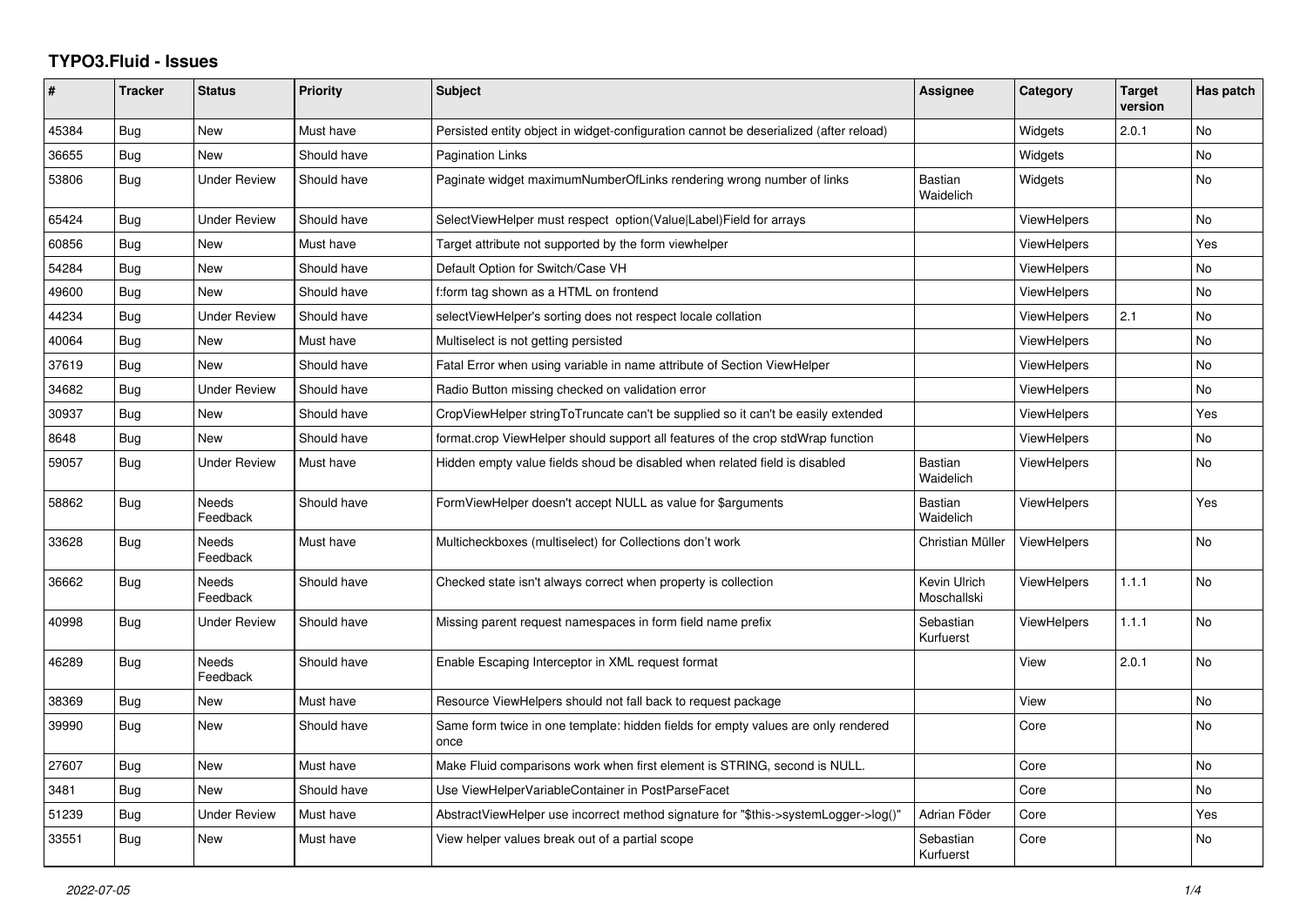# TYPO3.Fluid - Issues

| # | Tracker | Status | Priority | Subject | Assignee | Category | Target version | Has patch |
|---|---|---|---|---|---|---|---|---|
| 45384 | Bug | New | Must have | Persisted entity object in widget-configuration cannot be deserialized (after reload) | | Widgets | 2.0.1 | No |
| 36655 | Bug | New | Should have | Pagination Links | | Widgets | | No |
| 53806 | Bug | Under Review | Should have | Paginate widget maximumNumberOfLinks rendering wrong number of links | Bastian Waidelich | Widgets | | No |
| 65424 | Bug | Under Review | Should have | SelectViewHelper must respect option(Value\|Label)Field for arrays | | ViewHelpers | | No |
| 60856 | Bug | New | Must have | Target attribute not supported by the form viewhelper | | ViewHelpers | | Yes |
| 54284 | Bug | New | Should have | Default Option for Switch/Case VH | | ViewHelpers | | No |
| 49600 | Bug | New | Should have | f:form tag shown as a HTML on frontend | | ViewHelpers | | No |
| 44234 | Bug | Under Review | Should have | selectViewHelper's sorting does not respect locale collation | | ViewHelpers | 2.1 | No |
| 40064 | Bug | New | Must have | Multiselect is not getting persisted | | ViewHelpers | | No |
| 37619 | Bug | New | Should have | Fatal Error when using variable in name attribute of Section ViewHelper | | ViewHelpers | | No |
| 34682 | Bug | Under Review | Should have | Radio Button missing checked on validation error | | ViewHelpers | | No |
| 30937 | Bug | New | Should have | CropViewHelper stringToTruncate can't be supplied so it can't be easily extended | | ViewHelpers | | Yes |
| 8648 | Bug | New | Should have | format.crop ViewHelper should support all features of the crop stdWrap function | | ViewHelpers | | No |
| 59057 | Bug | Under Review | Must have | Hidden empty value fields shoud be disabled when related field is disabled | Bastian Waidelich | ViewHelpers | | No |
| 58862 | Bug | Needs Feedback | Should have | FormViewHelper doesn't accept NULL as value for $arguments | Bastian Waidelich | ViewHelpers | | Yes |
| 33628 | Bug | Needs Feedback | Must have | Multicheckboxes (multiselect) for Collections don't work | Christian Müller | ViewHelpers | | No |
| 36662 | Bug | Needs Feedback | Should have | Checked state isn't always correct when property is collection | Kevin Ulrich Moschallski | ViewHelpers | 1.1.1 | No |
| 40998 | Bug | Under Review | Should have | Missing parent request namespaces in form field name prefix | Sebastian Kurfuerst | ViewHelpers | 1.1.1 | No |
| 46289 | Bug | Needs Feedback | Should have | Enable Escaping Interceptor in XML request format | | View | 2.0.1 | No |
| 38369 | Bug | New | Must have | Resource ViewHelpers should not fall back to request package | | View | | No |
| 39990 | Bug | New | Should have | Same form twice in one template: hidden fields for empty values are only rendered once | | Core | | No |
| 27607 | Bug | New | Must have | Make Fluid comparisons work when first element is STRING, second is NULL. | | Core | | No |
| 3481 | Bug | New | Should have | Use ViewHelperVariableContainer in PostParseFacet | | Core | | No |
| 51239 | Bug | Under Review | Must have | AbstractViewHelper use incorrect method signature for "$this->systemLogger->log()" | Adrian Föder | Core | | Yes |
| 33551 | Bug | New | Must have | View helper values break out of a partial scope | Sebastian Kurfuerst | Core | | No |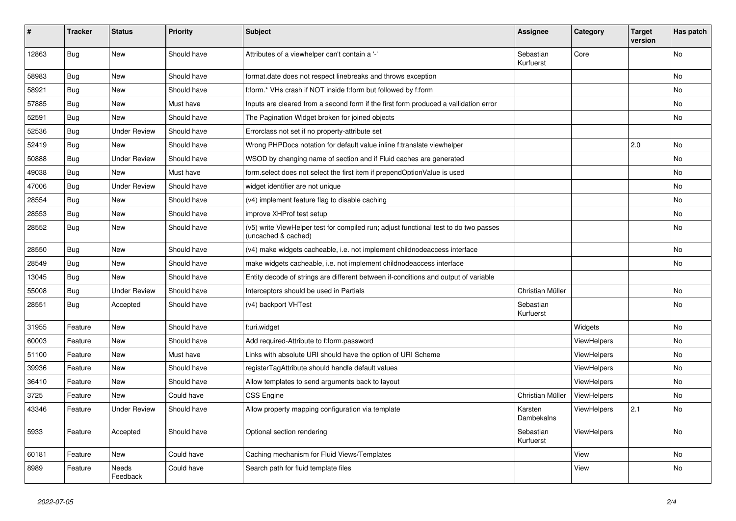| # | Tracker | Status | Priority | Subject | Assignee | Category | Target version | Has patch |
|---|---|---|---|---|---|---|---|---|
| 12863 | Bug | New | Should have | Attributes of a viewhelper can't contain a '-' | Sebastian Kurfuerst | Core | | No |
| 58983 | Bug | New | Should have | format.date does not respect linebreaks and throws exception | | | | No |
| 58921 | Bug | New | Should have | f:form.* VHs crash if NOT inside f:form but followed by f:form | | | | No |
| 57885 | Bug | New | Must have | Inputs are cleared from a second form if the first form produced a vallidation error | | | | No |
| 52591 | Bug | New | Should have | The Pagination Widget broken for joined objects | | | | No |
| 52536 | Bug | Under Review | Should have | Errorclass not set if no property-attribute set | | | | |
| 52419 | Bug | New | Should have | Wrong PHPDocs notation for default value inline f:translate viewhelper | | | 2.0 | No |
| 50888 | Bug | Under Review | Should have | WSOD by changing name of section and if Fluid caches are generated | | | | No |
| 49038 | Bug | New | Must have | form.select does not select the first item if prependOptionValue is used | | | | No |
| 47006 | Bug | Under Review | Should have | widget identifier are not unique | | | | No |
| 28554 | Bug | New | Should have | (v4) implement feature flag to disable caching | | | | No |
| 28553 | Bug | New | Should have | improve XHProf test setup | | | | No |
| 28552 | Bug | New | Should have | (v5) write ViewHelper test for compiled run; adjust functional test to do two passes (uncached & cached) | | | | No |
| 28550 | Bug | New | Should have | (v4) make widgets cacheable, i.e. not implement childnodeaccess interface | | | | No |
| 28549 | Bug | New | Should have | make widgets cacheable, i.e. not implement childnodeaccess interface | | | | No |
| 13045 | Bug | New | Should have | Entity decode of strings are different between if-conditions and output of variable | | | | |
| 55008 | Bug | Under Review | Should have | Interceptors should be used in Partials | Christian Müller | | | No |
| 28551 | Bug | Accepted | Should have | (v4) backport VHTest | Sebastian Kurfuerst | | | No |
| 31955 | Feature | New | Should have | f:uri.widget | | Widgets | | No |
| 60003 | Feature | New | Should have | Add required-Attribute to f:form.password | | ViewHelpers | | No |
| 51100 | Feature | New | Must have | Links with absolute URI should have the option of URI Scheme | | ViewHelpers | | No |
| 39936 | Feature | New | Should have | registerTagAttribute should handle default values | | ViewHelpers | | No |
| 36410 | Feature | New | Should have | Allow templates to send arguments back to layout | | ViewHelpers | | No |
| 3725 | Feature | New | Could have | CSS Engine | Christian Müller | ViewHelpers | | No |
| 43346 | Feature | Under Review | Should have | Allow property mapping configuration via template | Karsten Dambekalns | ViewHelpers | 2.1 | No |
| 5933 | Feature | Accepted | Should have | Optional section rendering | Sebastian Kurfuerst | ViewHelpers | | No |
| 60181 | Feature | New | Could have | Caching mechanism for Fluid Views/Templates | | View | | No |
| 8989 | Feature | Needs Feedback | Could have | Search path for fluid template files | | View | | No |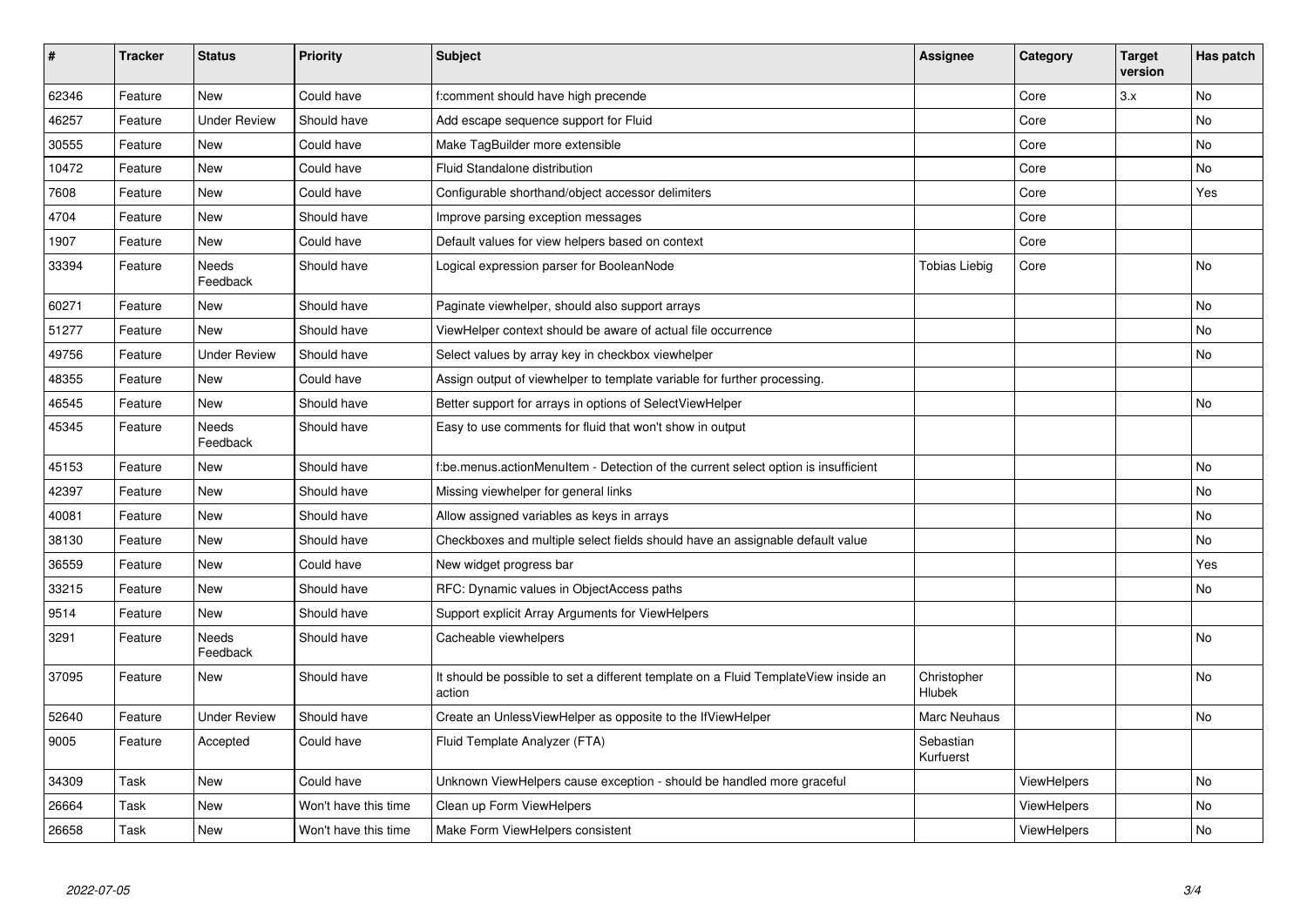| # | Tracker | Status | Priority | Subject | Assignee | Category | Target version | Has patch |
|---|---|---|---|---|---|---|---|---|
| 62346 | Feature | New | Could have | f:comment should have high precende | | Core | 3.x | No |
| 46257 | Feature | Under Review | Should have | Add escape sequence support for Fluid | | Core | | No |
| 30555 | Feature | New | Could have | Make TagBuilder more extensible | | Core | | No |
| 10472 | Feature | New | Could have | Fluid Standalone distribution | | Core | | No |
| 7608 | Feature | New | Could have | Configurable shorthand/object accessor delimiters | | Core | | Yes |
| 4704 | Feature | New | Should have | Improve parsing exception messages | | Core | | |
| 1907 | Feature | New | Could have | Default values for view helpers based on context | | Core | | |
| 33394 | Feature | Needs Feedback | Should have | Logical expression parser for BooleanNode | Tobias Liebig | Core | | No |
| 60271 | Feature | New | Should have | Paginate viewhelper, should also support arrays | | | | No |
| 51277 | Feature | New | Should have | ViewHelper context should be aware of actual file occurrence | | | | No |
| 49756 | Feature | Under Review | Should have | Select values by array key in checkbox viewhelper | | | | No |
| 48355 | Feature | New | Could have | Assign output of viewhelper to template variable for further processing. | | | | |
| 46545 | Feature | New | Should have | Better support for arrays in options of SelectViewHelper | | | | No |
| 45345 | Feature | Needs Feedback | Should have | Easy to use comments for fluid that won't show in output | | | | |
| 45153 | Feature | New | Should have | f:be.menus.actionMenuItem - Detection of the current select option is insufficient | | | | No |
| 42397 | Feature | New | Should have | Missing viewhelper for general links | | | | No |
| 40081 | Feature | New | Should have | Allow assigned variables as keys in arrays | | | | No |
| 38130 | Feature | New | Should have | Checkboxes and multiple select fields should have an assignable default value | | | | No |
| 36559 | Feature | New | Could have | New widget progress bar | | | | Yes |
| 33215 | Feature | New | Should have | RFC: Dynamic values in ObjectAccess paths | | | | No |
| 9514 | Feature | New | Should have | Support explicit Array Arguments for ViewHelpers | | | | |
| 3291 | Feature | Needs Feedback | Should have | Cacheable viewhelpers | | | | No |
| 37095 | Feature | New | Should have | It should be possible to set a different template on a Fluid TemplateView inside an action | Christopher Hlubek | | | No |
| 52640 | Feature | Under Review | Should have | Create an UnlessViewHelper as opposite to the IfViewHelper | Marc Neuhaus | | | No |
| 9005 | Feature | Accepted | Could have | Fluid Template Analyzer (FTA) | Sebastian Kurfuerst | | | |
| 34309 | Task | New | Could have | Unknown ViewHelpers cause exception - should be handled more graceful | | ViewHelpers | | No |
| 26664 | Task | New | Won't have this time | Clean up Form ViewHelpers | | ViewHelpers | | No |
| 26658 | Task | New | Won't have this time | Make Form ViewHelpers consistent | | ViewHelpers | | No |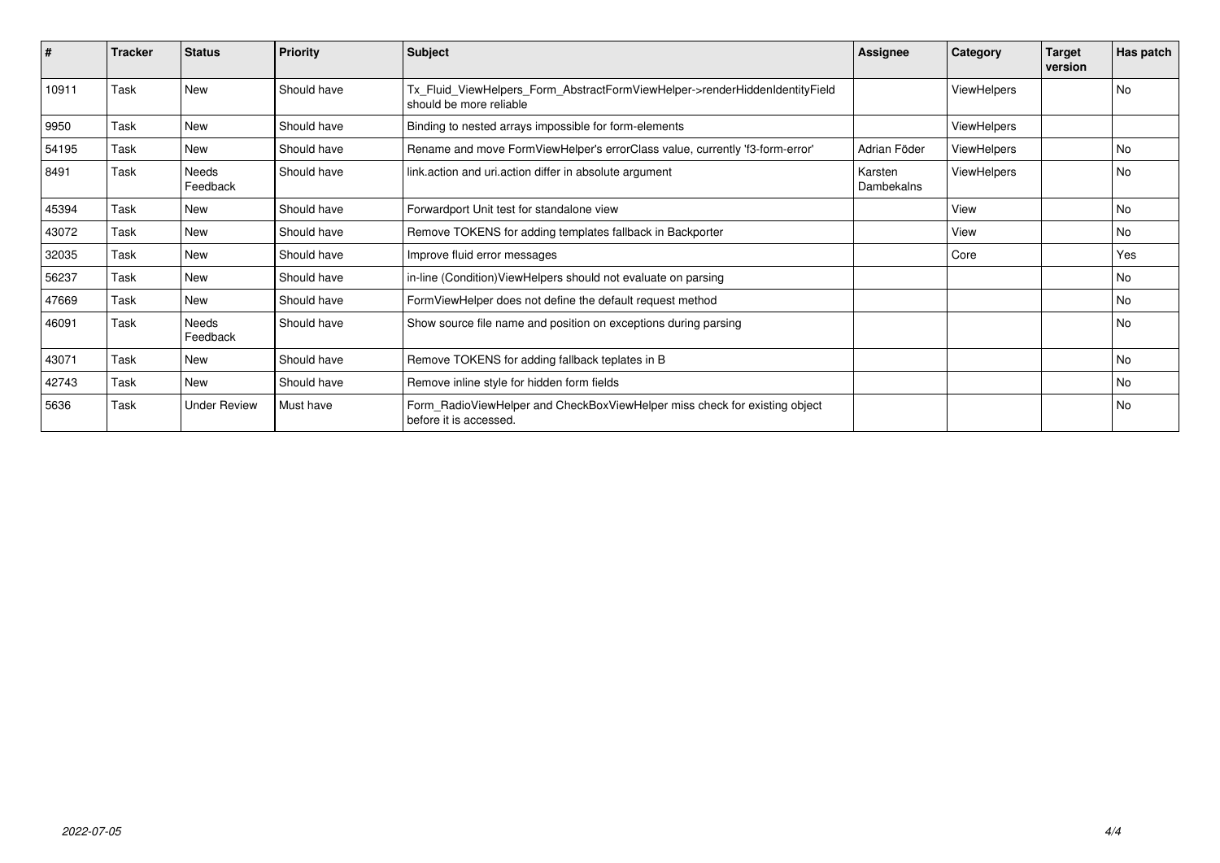| # | Tracker | Status | Priority | Subject | Assignee | Category | Target version | Has patch |
|---|---|---|---|---|---|---|---|---|
| 10911 | Task | New | Should have | Tx_Fluid_ViewHelpers_Form_AbstractFormViewHelper->renderHiddenIdentityField should be more reliable | | ViewHelpers | | No |
| 9950 | Task | New | Should have | Binding to nested arrays impossible for form-elements | | ViewHelpers | | |
| 54195 | Task | New | Should have | Rename and move FormViewHelper's errorClass value, currently 'f3-form-error' | Adrian Föder | ViewHelpers | | No |
| 8491 | Task | Needs Feedback | Should have | link.action and uri.action differ in absolute argument | Karsten Dambekalns | ViewHelpers | | No |
| 45394 | Task | New | Should have | Forwardport Unit test for standalone view | | View | | No |
| 43072 | Task | New | Should have | Remove TOKENS for adding templates fallback in Backporter | | View | | No |
| 32035 | Task | New | Should have | Improve fluid error messages | | Core | | Yes |
| 56237 | Task | New | Should have | in-line (Condition)ViewHelpers should not evaluate on parsing | | | | No |
| 47669 | Task | New | Should have | FormViewHelper does not define the default request method | | | | No |
| 46091 | Task | Needs Feedback | Should have | Show source file name and position on exceptions during parsing | | | | No |
| 43071 | Task | New | Should have | Remove TOKENS for adding fallback teplates in B | | | | No |
| 42743 | Task | New | Should have | Remove inline style for hidden form fields | | | | No |
| 5636 | Task | Under Review | Must have | Form_RadioViewHelper and CheckBoxViewHelper miss check for existing object before it is accessed. | | | | No |